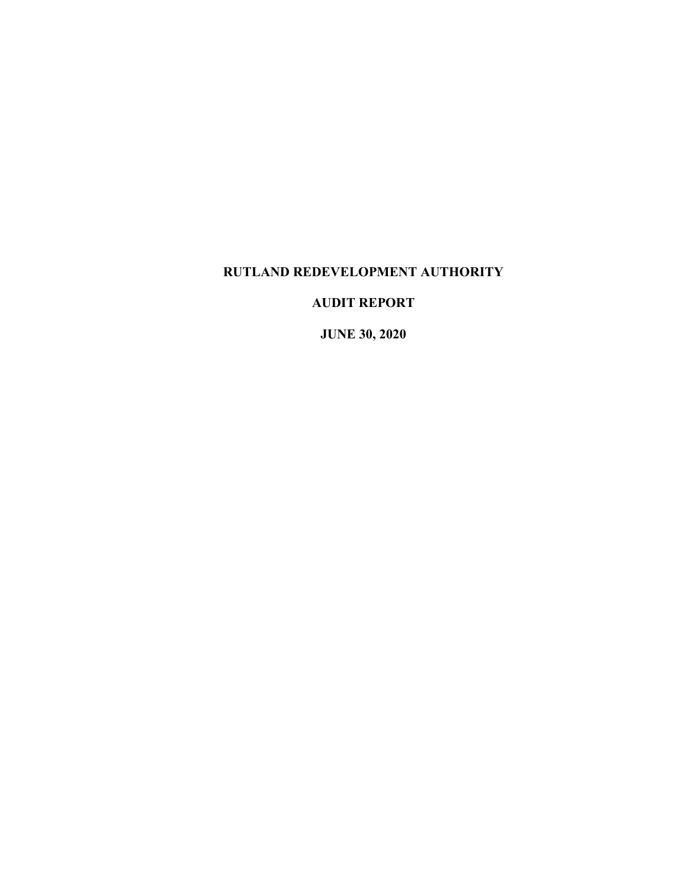# RUTLAND REDEVELOPMENT AUTHORITY

## AUDIT REPORT

## JUNE 30, 2020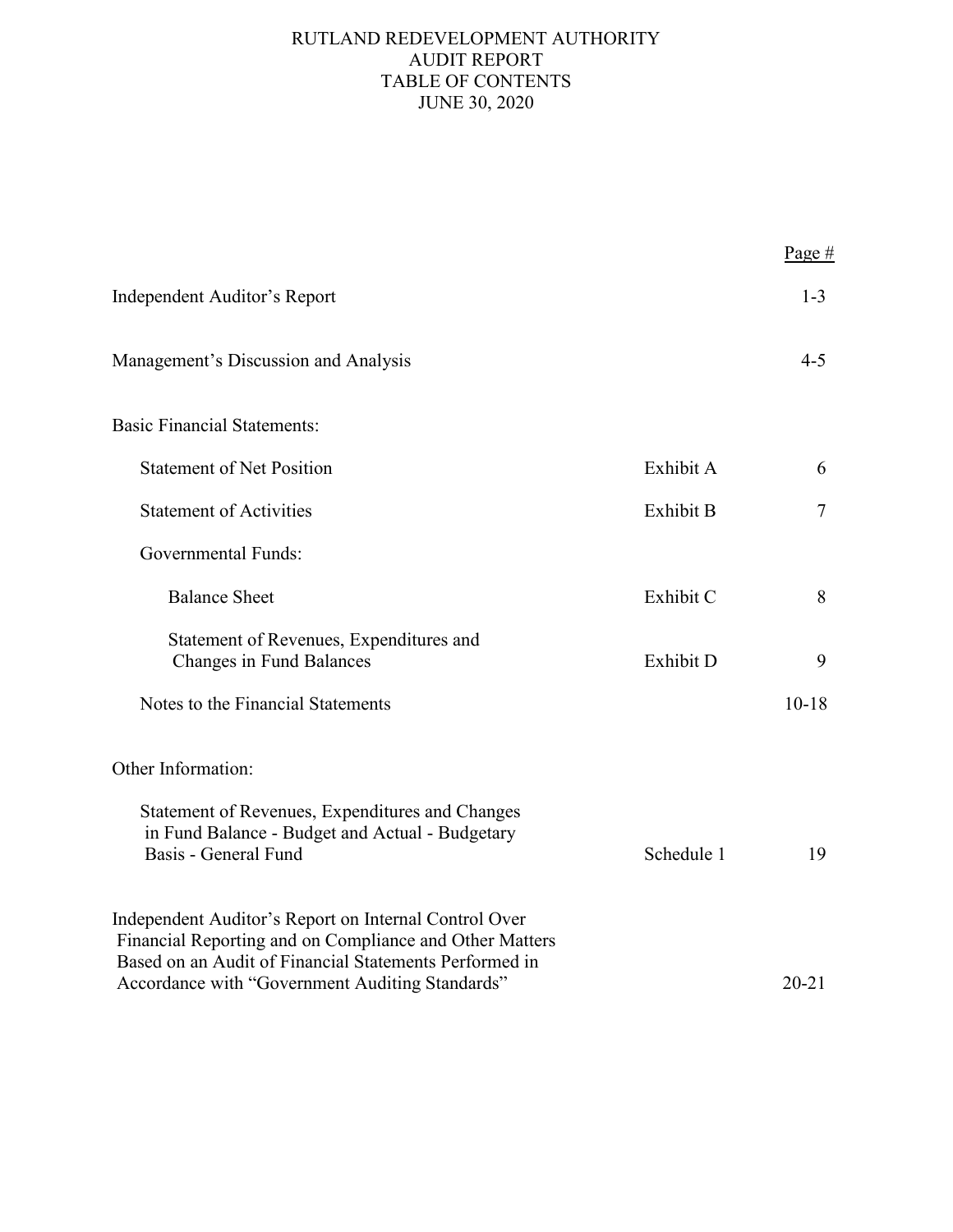# RUTLAND REDEVELOPMENT AUTHORITY
## AUDIT REPORT
## TABLE OF CONTENTS
## JUNE 30, 2020

| | | Page # |
|---|---|---|
| Independent Auditor's Report | | 1-3 |
| Management's Discussion and Analysis | | 4-5 |
| Basic Financial Statements: | | |
| Statement of Net Position | Exhibit A | 6 |
| Statement of Activities | Exhibit B | 7 |
| Governmental Funds: | | |
| Balance Sheet | Exhibit C | 8 |
| Statement of Revenues, Expenditures and Changes in Fund Balances | Exhibit D | 9 |
| Notes to the Financial Statements | | 10-18 |
| Other Information: | | |
| Statement of Revenues, Expenditures and Changes in Fund Balance - Budget and Actual - Budgetary Basis - General Fund | Schedule 1 | 19 |
| Independent Auditor's Report on Internal Control Over Financial Reporting and on Compliance and Other Matters Based on an Audit of Financial Statements Performed in Accordance with "Government Auditing Standards" | | 20-21 |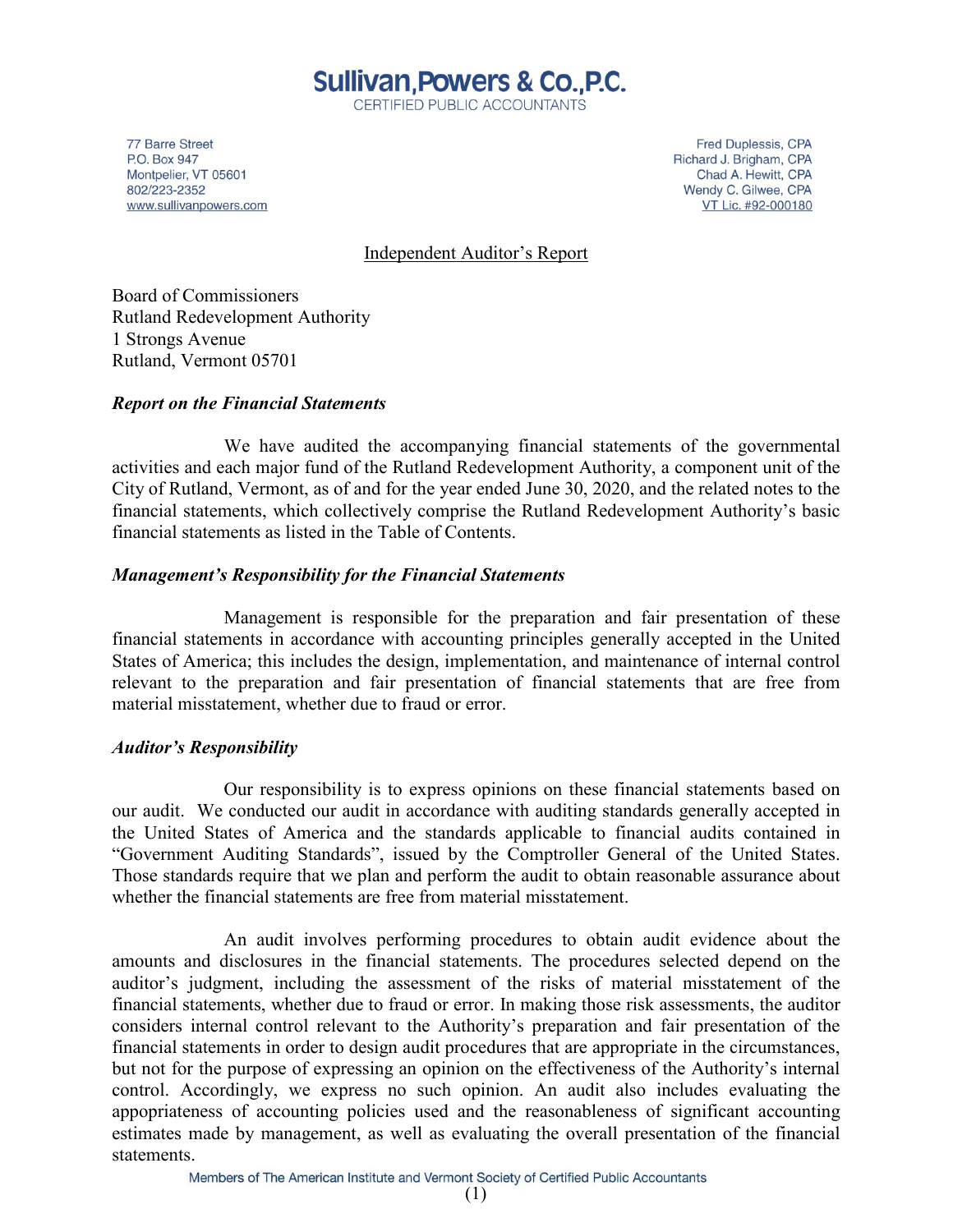# Sullivan, Powers & Co., P.C.

CERTIFIED PUBLIC ACCOUNTANTS

77 Barre Street
P.O. Box 947
Montpelier, VT 05601
802/223-2352
www.sullivanpowers.com

Fred Duplessis, CPA
Richard J. Brigham, CPA
Chad A. Hewitt, CPA
Wendy C. Gilwee, CPA
VT Lic. #92-000180

## Independent Auditor's Report

Board of Commissioners
Rutland Redevelopment Authority
1 Strongs Avenue
Rutland, Vermont 05701

### *Report on the Financial Statements*

We have audited the accompanying financial statements of the governmental activities and each major fund of the Rutland Redevelopment Authority, a component unit of the City of Rutland, Vermont, as of and for the year ended June 30, 2020, and the related notes to the financial statements, which collectively comprise the Rutland Redevelopment Authority's basic financial statements as listed in the Table of Contents.

### *Management's Responsibility for the Financial Statements*

Management is responsible for the preparation and fair presentation of these financial statements in accordance with accounting principles generally accepted in the United States of America; this includes the design, implementation, and maintenance of internal control relevant to the preparation and fair presentation of financial statements that are free from material misstatement, whether due to fraud or error.

### *Auditor's Responsibility*

Our responsibility is to express opinions on these financial statements based on our audit. We conducted our audit in accordance with auditing standards generally accepted in the United States of America and the standards applicable to financial audits contained in "Government Auditing Standards", issued by the Comptroller General of the United States. Those standards require that we plan and perform the audit to obtain reasonable assurance about whether the financial statements are free from material misstatement.

An audit involves performing procedures to obtain audit evidence about the amounts and disclosures in the financial statements. The procedures selected depend on the auditor's judgment, including the assessment of the risks of material misstatement of the financial statements, whether due to fraud or error. In making those risk assessments, the auditor considers internal control relevant to the Authority's preparation and fair presentation of the financial statements in order to design audit procedures that are appropriate in the circumstances, but not for the purpose of expressing an opinion on the effectiveness of the Authority's internal control. Accordingly, we express no such opinion. An audit also includes evaluating the appopriateness of accounting policies used and the reasonableness of significant accounting estimates made by management, as well as evaluating the overall presentation of the financial statements.

Members of The American Institute and Vermont Society of Certified Public Accountants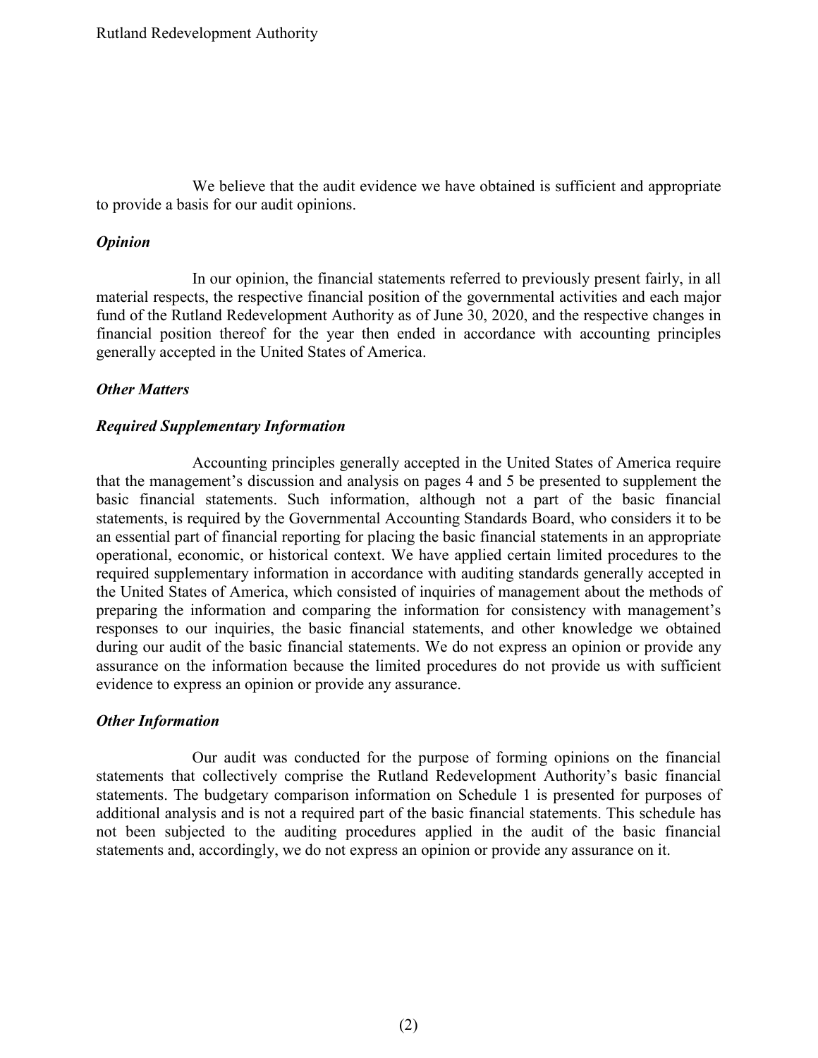We believe that the audit evidence we have obtained is sufficient and appropriate to provide a basis for our audit opinions.

### *Opinion*

In our opinion, the financial statements referred to previously present fairly, in all material respects, the respective financial position of the governmental activities and each major fund of the Rutland Redevelopment Authority as of June 30, 2020, and the respective changes in financial position thereof for the year then ended in accordance with accounting principles generally accepted in the United States of America.

### *Other Matters*

### *Required Supplementary Information*

Accounting principles generally accepted in the United States of America require that the management's discussion and analysis on pages 4 and 5 be presented to supplement the basic financial statements. Such information, although not a part of the basic financial statements, is required by the Governmental Accounting Standards Board, who considers it to be an essential part of financial reporting for placing the basic financial statements in an appropriate operational, economic, or historical context. We have applied certain limited procedures to the required supplementary information in accordance with auditing standards generally accepted in the United States of America, which consisted of inquiries of management about the methods of preparing the information and comparing the information for consistency with management's responses to our inquiries, the basic financial statements, and other knowledge we obtained during our audit of the basic financial statements. We do not express an opinion or provide any assurance on the information because the limited procedures do not provide us with sufficient evidence to express an opinion or provide any assurance.

### *Other Information*

Our audit was conducted for the purpose of forming opinions on the financial statements that collectively comprise the Rutland Redevelopment Authority's basic financial statements. The budgetary comparison information on Schedule 1 is presented for purposes of additional analysis and is not a required part of the basic financial statements. This schedule has not been subjected to the auditing procedures applied in the audit of the basic financial statements and, accordingly, we do not express an opinion or provide any assurance on it.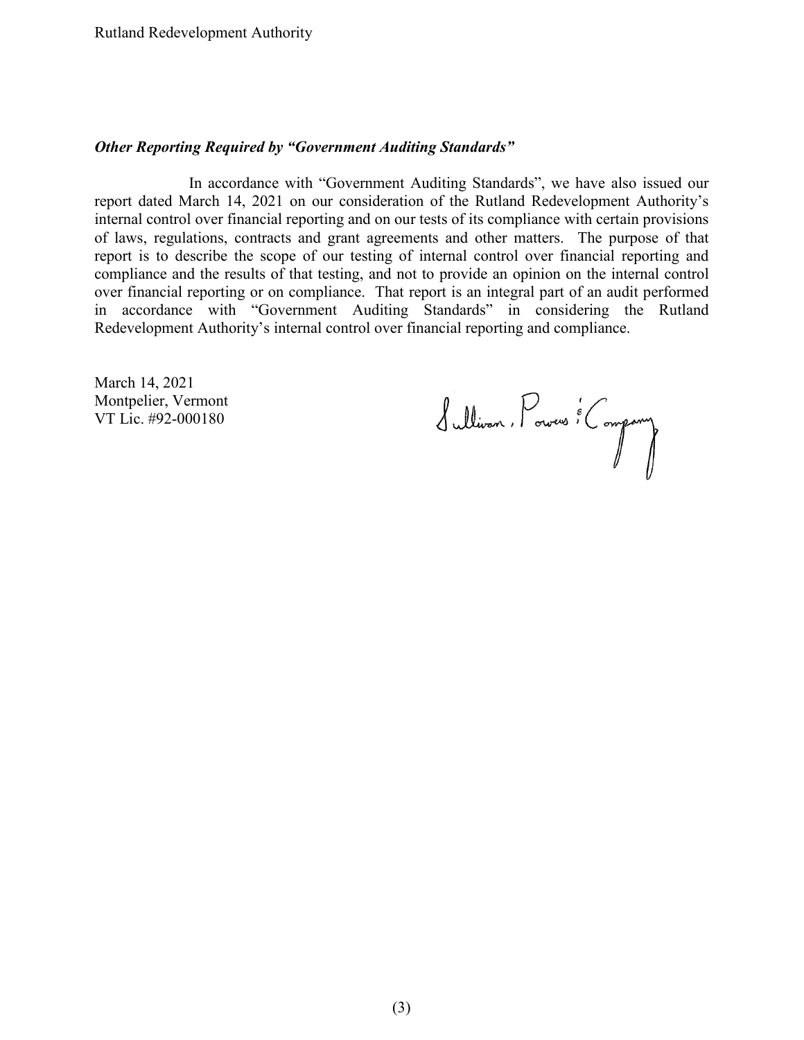***Other Reporting Required by "Government Auditing Standards"***

In accordance with "Government Auditing Standards", we have also issued our report dated March 14, 2021 on our consideration of the Rutland Redevelopment Authority's internal control over financial reporting and on our tests of its compliance with certain provisions of laws, regulations, contracts and grant agreements and other matters. The purpose of that report is to describe the scope of our testing of internal control over financial reporting and compliance and the results of that testing, and not to provide an opinion on the internal control over financial reporting or on compliance. That report is an integral part of an audit performed in accordance with "Government Auditing Standards" in considering the Rutland Redevelopment Authority's internal control over financial reporting and compliance.

March 14, 2021
Montpelier, Vermont
VT Lic. #92-000180

Sullivan, Powers & Company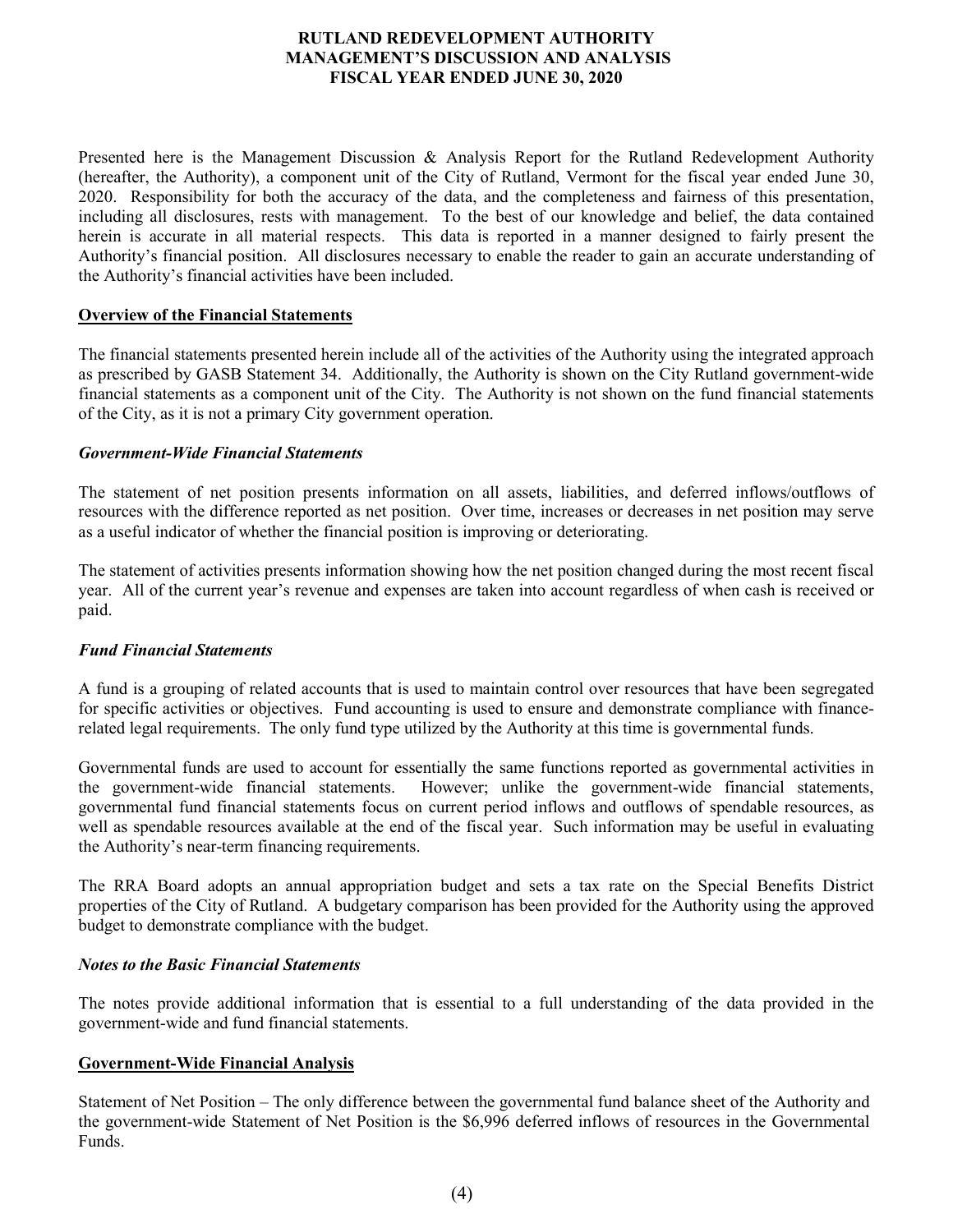# RUTLAND REDEVELOPMENT AUTHORITY
## MANAGEMENT'S DISCUSSION AND ANALYSIS
## FISCAL YEAR ENDED JUNE 30, 2020

Presented here is the Management Discussion & Analysis Report for the Rutland Redevelopment Authority (hereafter, the Authority), a component unit of the City of Rutland, Vermont for the fiscal year ended June 30, 2020. Responsibility for both the accuracy of the data, and the completeness and fairness of this presentation, including all disclosures, rests with management. To the best of our knowledge and belief, the data contained herein is accurate in all material respects. This data is reported in a manner designed to fairly present the Authority's financial position. All disclosures necessary to enable the reader to gain an accurate understanding of the Authority's financial activities have been included.

**Overview of the Financial Statements**

The financial statements presented herein include all of the activities of the Authority using the integrated approach as prescribed by GASB Statement 34. Additionally, the Authority is shown on the City Rutland government-wide financial statements as a component unit of the City. The Authority is not shown on the fund financial statements of the City, as it is not a primary City government operation.

***Government-Wide Financial Statements***

The statement of net position presents information on all assets, liabilities, and deferred inflows/outflows of resources with the difference reported as net position. Over time, increases or decreases in net position may serve as a useful indicator of whether the financial position is improving or deteriorating.

The statement of activities presents information showing how the net position changed during the most recent fiscal year. All of the current year's revenue and expenses are taken into account regardless of when cash is received or paid.

***Fund Financial Statements***

A fund is a grouping of related accounts that is used to maintain control over resources that have been segregated for specific activities or objectives. Fund accounting is used to ensure and demonstrate compliance with finance-related legal requirements. The only fund type utilized by the Authority at this time is governmental funds.

Governmental funds are used to account for essentially the same functions reported as governmental activities in the government-wide financial statements. However; unlike the government-wide financial statements, governmental fund financial statements focus on current period inflows and outflows of spendable resources, as well as spendable resources available at the end of the fiscal year. Such information may be useful in evaluating the Authority's near-term financing requirements.

The RRA Board adopts an annual appropriation budget and sets a tax rate on the Special Benefits District properties of the City of Rutland. A budgetary comparison has been provided for the Authority using the approved budget to demonstrate compliance with the budget.

***Notes to the Basic Financial Statements***

The notes provide additional information that is essential to a full understanding of the data provided in the government-wide and fund financial statements.

**Government-Wide Financial Analysis**

Statement of Net Position – The only difference between the governmental fund balance sheet of the Authority and the government-wide Statement of Net Position is the $6,996 deferred inflows of resources in the Governmental Funds.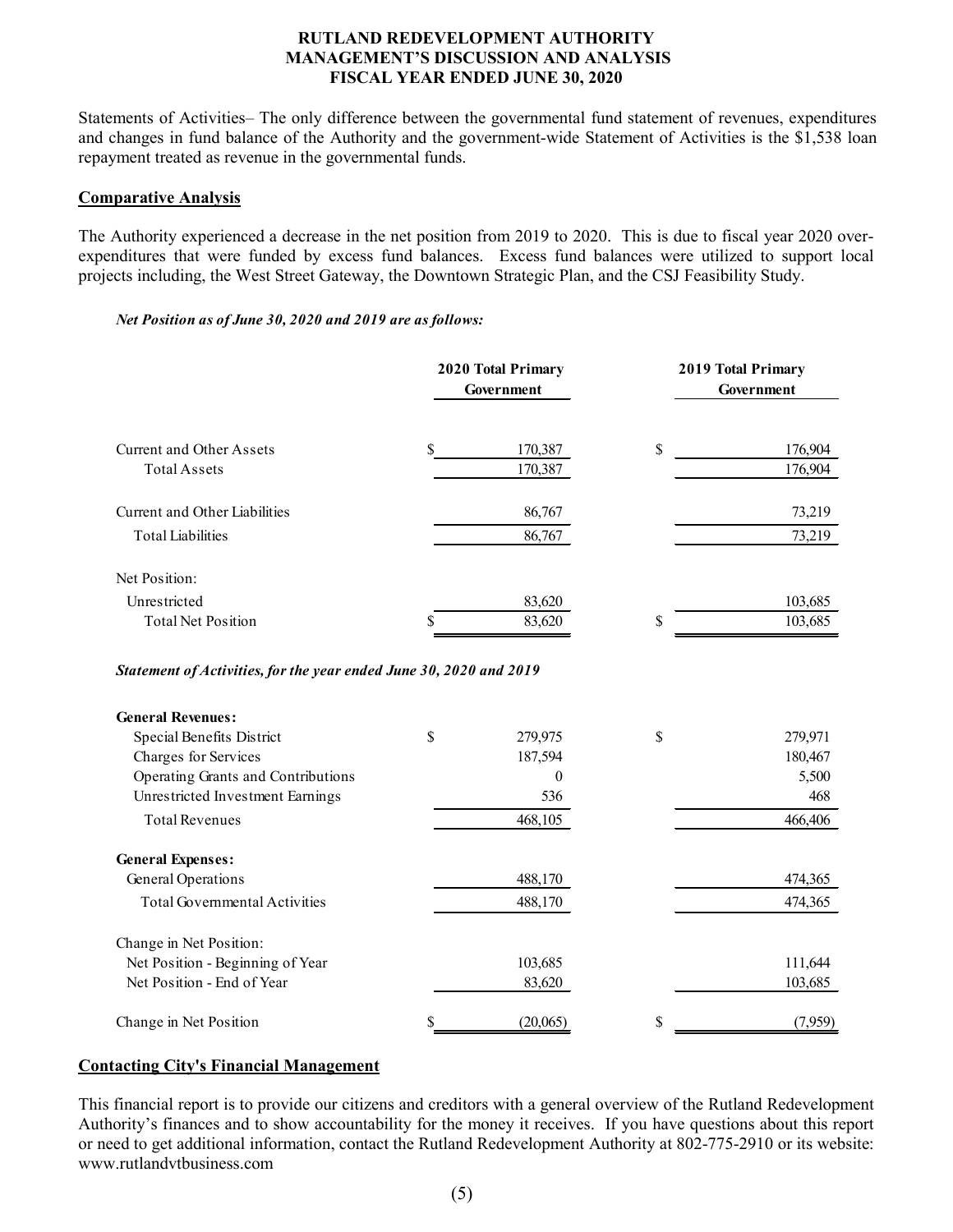# RUTLAND REDEVELOPMENT AUTHORITY
## MANAGEMENT'S DISCUSSION AND ANALYSIS
## FISCAL YEAR ENDED JUNE 30, 2020

Statements of Activities– The only difference between the governmental fund statement of revenues, expenditures and changes in fund balance of the Authority and the government-wide Statement of Activities is the $1,538 loan repayment treated as revenue in the governmental funds.

**Comparative Analysis**

The Authority experienced a decrease in the net position from 2019 to 2020. This is due to fiscal year 2020 over-expenditures that were funded by excess fund balances. Excess fund balances were utilized to support local projects including, the West Street Gateway, the Downtown Strategic Plan, and the CSJ Feasibility Study.

***Net Position as of June 30, 2020 and 2019 are as follows:***

| | 2020 Total Primary Government | 2019 Total Primary Government |
|---|---|---|
| Current and Other Assets | $ 170,387 | $ 176,904 |
| Total Assets | 170,387 | 176,904 |
| Current and Other Liabilities | 86,767 | 73,219 |
| Total Liabilities | 86,767 | 73,219 |
| Net Position: | | |
| Unrestricted | 83,620 | 103,685 |
| Total Net Position | $ 83,620 | $ 103,685 |

***Statement of Activities, for the year ended June 30, 2020 and 2019***

| | 2020 | 2019 |
|---|---|---|
| **General Revenues:** | | |
| Special Benefits District | $ 279,975 | $ 279,971 |
| Charges for Services | 187,594 | 180,467 |
| Operating Grants and Contributions | 0 | 5,500 |
| Unrestricted Investment Earnings | 536 | 468 |
| Total Revenues | 468,105 | 466,406 |
| **General Expenses:** | | |
| General Operations | 488,170 | 474,365 |
| Total Governmental Activities | 488,170 | 474,365 |
| Change in Net Position: | | |
| Net Position - Beginning of Year | 103,685 | 111,644 |
| Net Position - End of Year | 83,620 | 103,685 |
| Change in Net Position | $ (20,065) | $ (7,959) |

**Contacting City's Financial Management**

This financial report is to provide our citizens and creditors with a general overview of the Rutland Redevelopment Authority's finances and to show accountability for the money it receives. If you have questions about this report or need to get additional information, contact the Rutland Redevelopment Authority at 802-775-2910 or its website: www.rutlandvtbusiness.com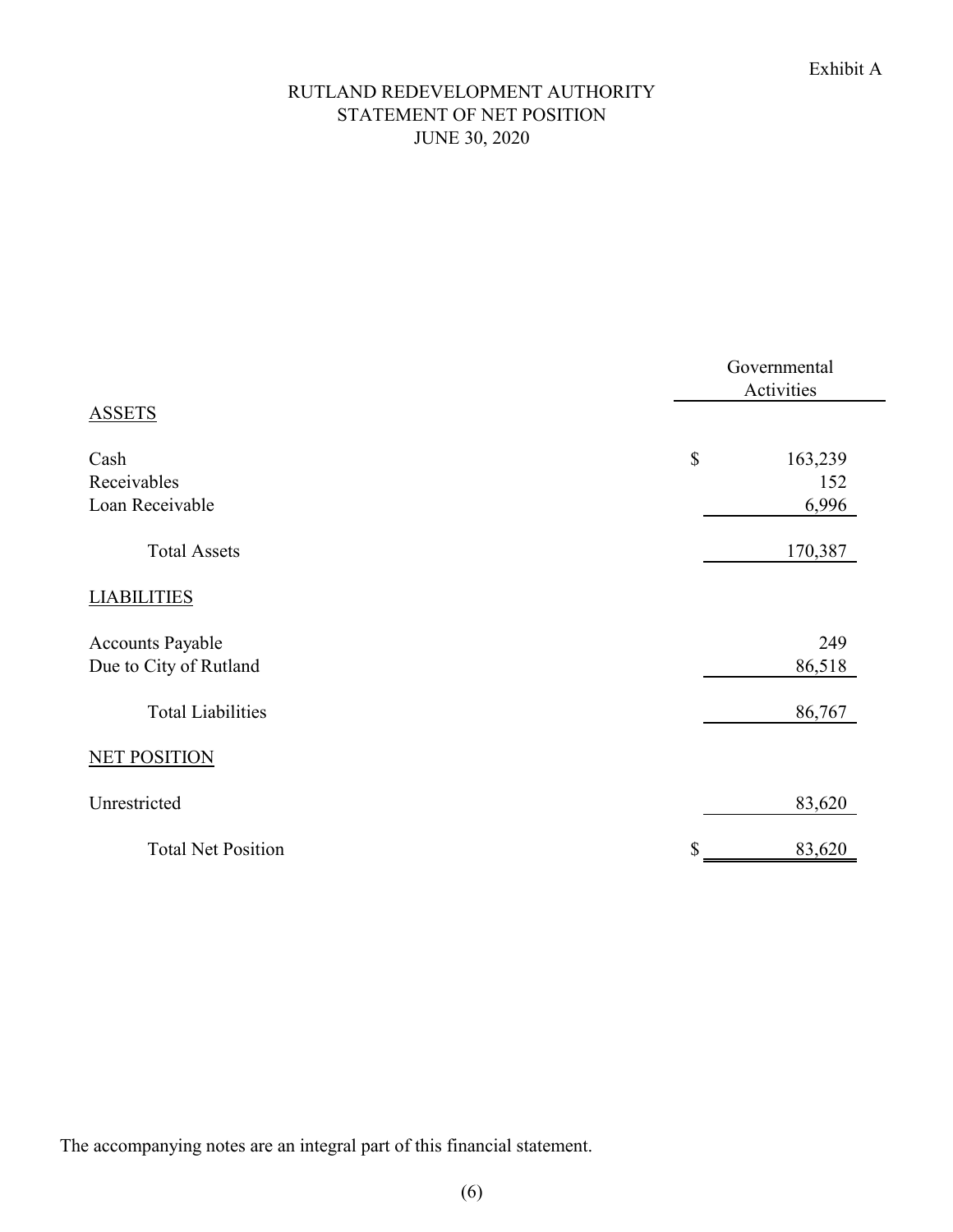Exhibit A

# RUTLAND REDEVELOPMENT AUTHORITY
## STATEMENT OF NET POSITION
### JUNE 30, 2020

| | Governmental Activities |
|---|---|
| **ASSETS** | |
| Cash | $ 163,239 |
| Receivables | 152 |
| Loan Receivable | 6,996 |
| Total Assets | 170,387 |
| **LIABILITIES** | |
| Accounts Payable | 249 |
| Due to City of Rutland | 86,518 |
| Total Liabilities | 86,767 |
| **NET POSITION** | |
| Unrestricted | 83,620 |
| Total Net Position | $ 83,620 |

The accompanying notes are an integral part of this financial statement.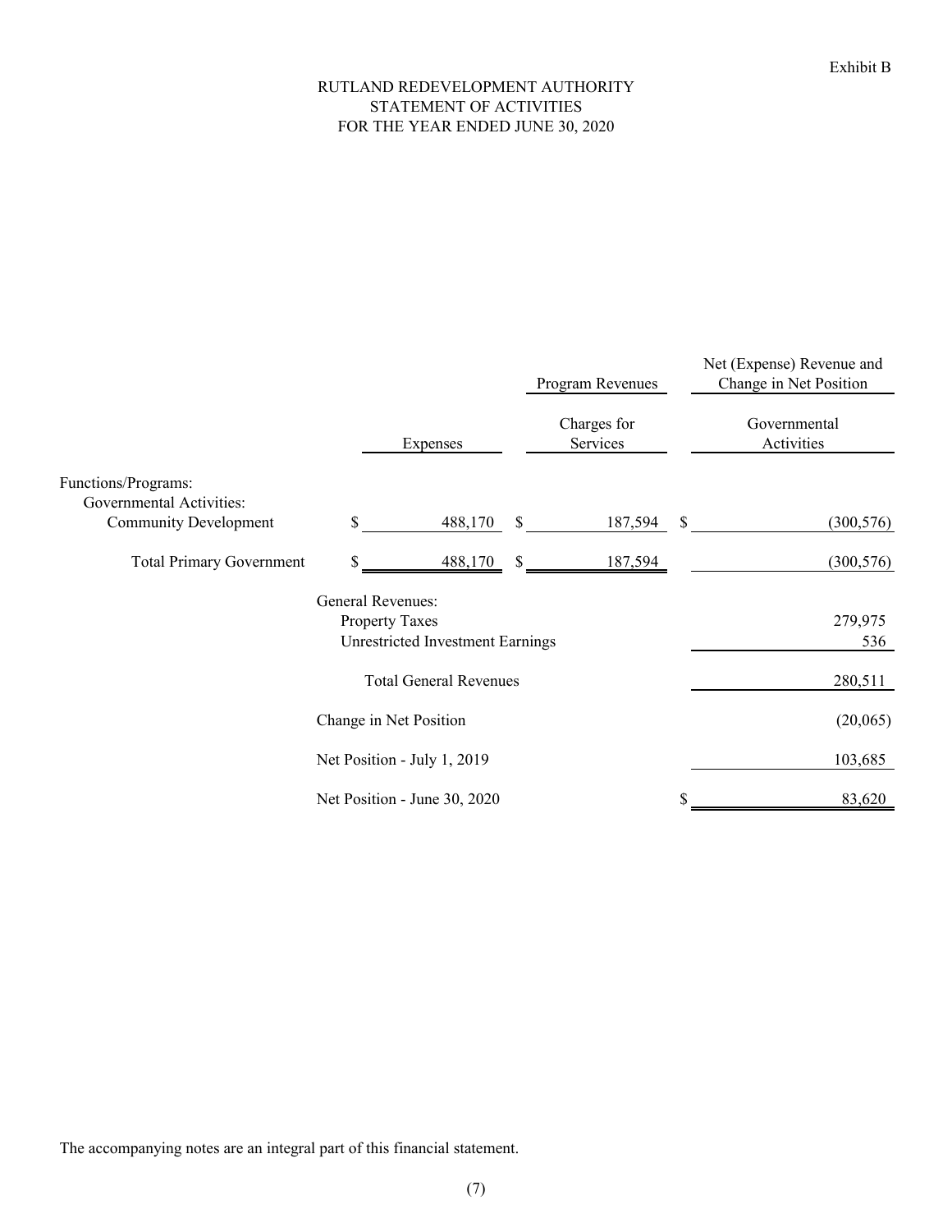Exhibit B

# RUTLAND REDEVELOPMENT AUTHORITY
## STATEMENT OF ACTIVITIES
## FOR THE YEAR ENDED JUNE 30, 2020

| | | Program Revenues | Net (Expense) Revenue and Change in Net Position |
|---|---|---|---|
| | Expenses | Charges for Services | Governmental Activities |
| Functions/Programs: | | | |
| Governmental Activities: | | | |
| Community Development | $ 488,170 | $ 187,594 | $ (300,576) |
| Total Primary Government | $ 488,170 | $ 187,594 | (300,576) |
| General Revenues: | | | |
| Property Taxes | | | 279,975 |
| Unrestricted Investment Earnings | | | 536 |
| Total General Revenues | | | 280,511 |
| Change in Net Position | | | (20,065) |
| Net Position - July 1, 2019 | | | 103,685 |
| Net Position - June 30, 2020 | | | $ 83,620 |

The accompanying notes are an integral part of this financial statement.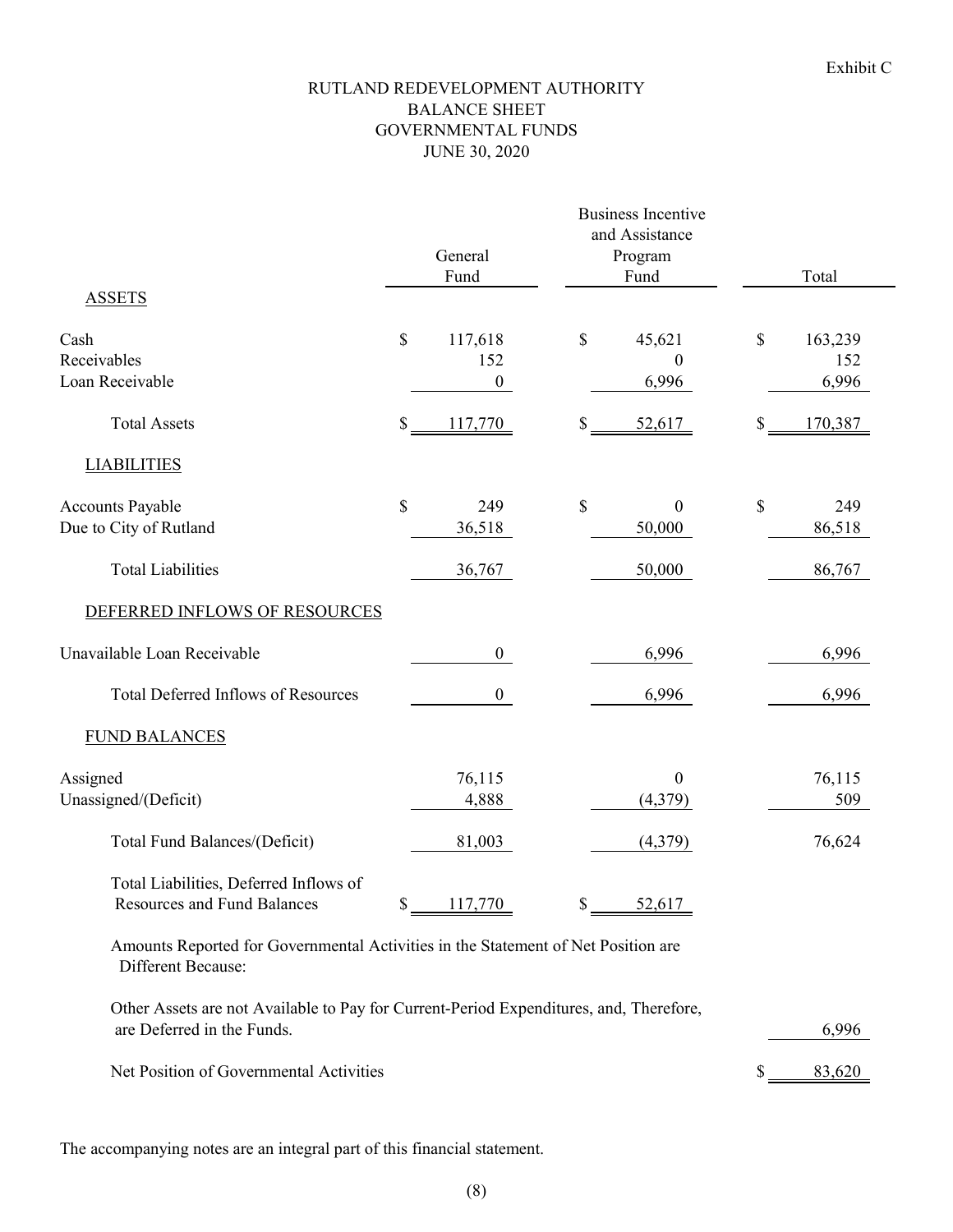Exhibit C

# RUTLAND REDEVELOPMENT AUTHORITY
## BALANCE SHEET
## GOVERNMENTAL FUNDS
## JUNE 30, 2020

| | General Fund | Business Incentive and Assistance Program Fund | Total |
|---|---|---|---|
| **ASSETS** | | | |
| Cash | $ 117,618 | $ 45,621 | $ 163,239 |
| Receivables | 152 | 0 | 152 |
| Loan Receivable | 0 | 6,996 | 6,996 |
| Total Assets | $ 117,770 | $ 52,617 | $ 170,387 |
| **LIABILITIES** | | | |
| Accounts Payable | $ 249 | $ 0 | $ 249 |
| Due to City of Rutland | 36,518 | 50,000 | 86,518 |
| Total Liabilities | 36,767 | 50,000 | 86,767 |
| **DEFERRED INFLOWS OF RESOURCES** | | | |
| Unavailable Loan Receivable | 0 | 6,996 | 6,996 |
| Total Deferred Inflows of Resources | 0 | 6,996 | 6,996 |
| **FUND BALANCES** | | | |
| Assigned | 76,115 | 0 | 76,115 |
| Unassigned/(Deficit) | 4,888 | (4,379) | 509 |
| Total Fund Balances/(Deficit) | 81,003 | (4,379) | 76,624 |
| Total Liabilities, Deferred Inflows of Resources and Fund Balances | $ 117,770 | $ 52,617 | |
| Amounts Reported for Governmental Activities in the Statement of Net Position are Different Because: | | | |
| Other Assets are not Available to Pay for Current-Period Expenditures, and, Therefore, are Deferred in the Funds. | | | 6,996 |
| Net Position of Governmental Activities | | | $ 83,620 |

The accompanying notes are an integral part of this financial statement.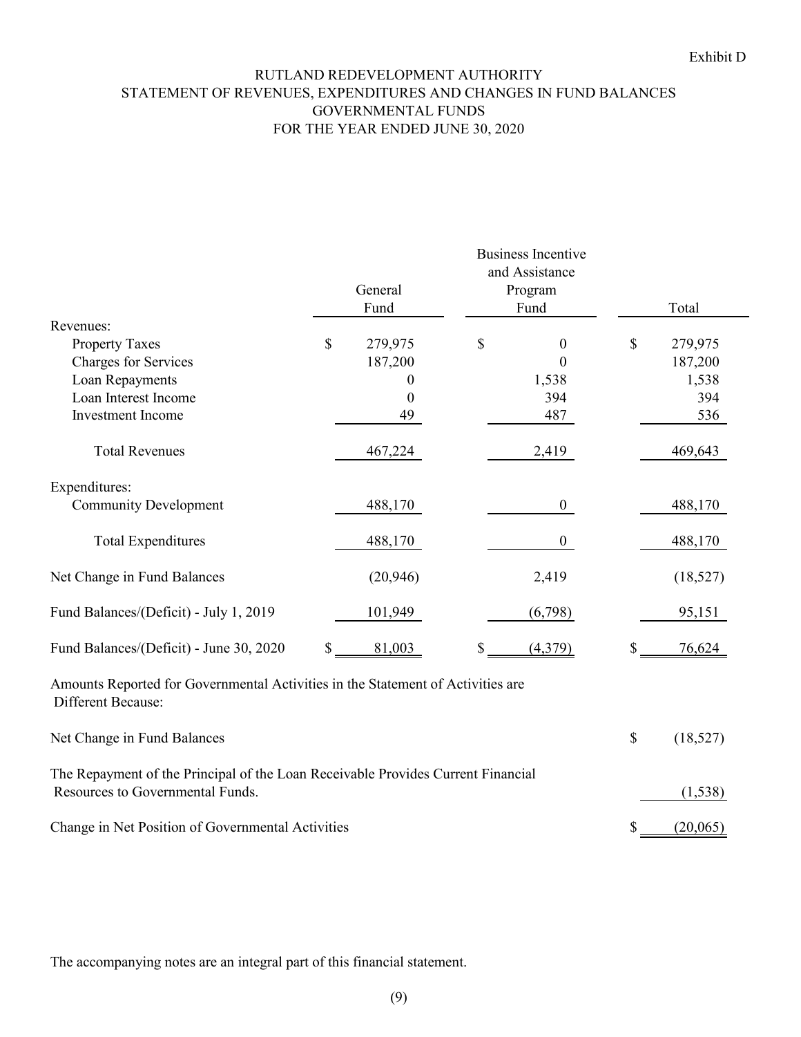Exhibit D

# RUTLAND REDEVELOPMENT AUTHORITY
## STATEMENT OF REVENUES, EXPENDITURES AND CHANGES IN FUND BALANCES
## GOVERNMENTAL FUNDS
## FOR THE YEAR ENDED JUNE 30, 2020

| | General Fund | Business Incentive and Assistance Program Fund | Total |
|---|---|---|---|
| Revenues: | | | |
| Property Taxes | $ 279,975 | $ 0 | $ 279,975 |
| Charges for Services | 187,200 | 0 | 187,200 |
| Loan Repayments | 0 | 1,538 | 1,538 |
| Loan Interest Income | 0 | 394 | 394 |
| Investment Income | 49 | 487 | 536 |
| Total Revenues | 467,224 | 2,419 | 469,643 |
| Expenditures: | | | |
| Community Development | 488,170 | 0 | 488,170 |
| Total Expenditures | 488,170 | 0 | 488,170 |
| Net Change in Fund Balances | (20,946) | 2,419 | (18,527) |
| Fund Balances/(Deficit) - July 1, 2019 | 101,949 | (6,798) | 95,151 |
| Fund Balances/(Deficit) - June 30, 2020 | $ 81,003 | $ (4,379) | $ 76,624 |

Amounts Reported for Governmental Activities in the Statement of Activities are Different Because:

| | |
|---|---|
| Net Change in Fund Balances | $ (18,527) |
| The Repayment of the Principal of the Loan Receivable Provides Current Financial Resources to Governmental Funds. | (1,538) |
| Change in Net Position of Governmental Activities | $ (20,065) |

The accompanying notes are an integral part of this financial statement.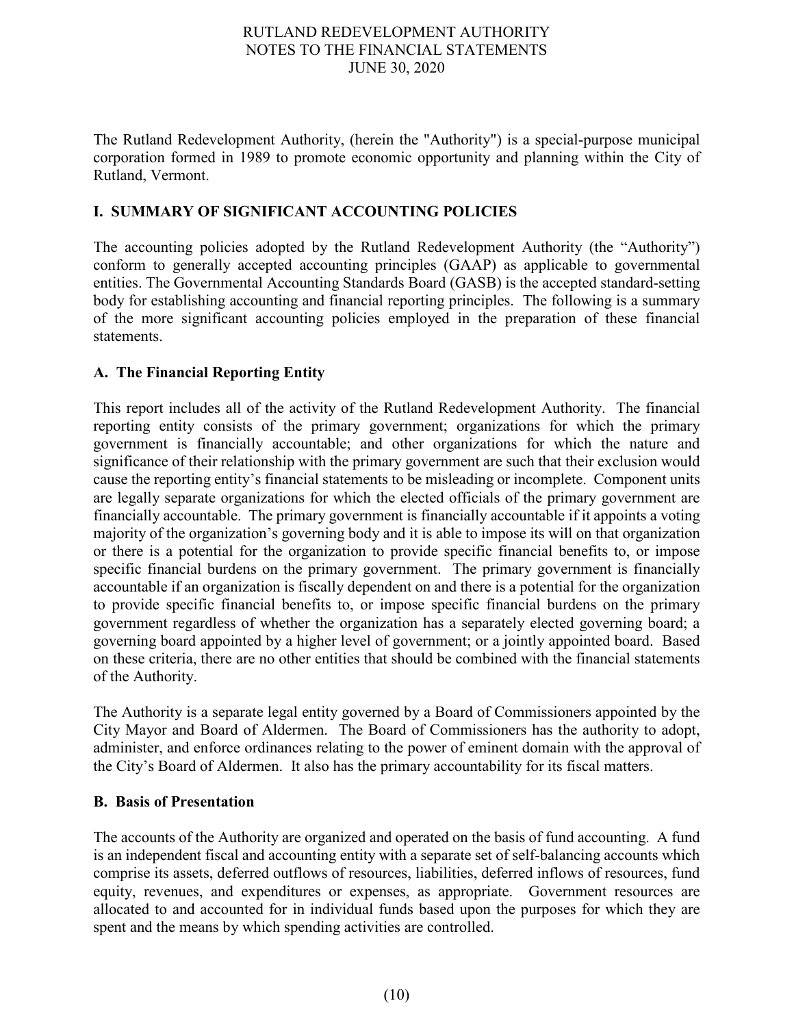The Rutland Redevelopment Authority, (herein the "Authority") is a special-purpose municipal corporation formed in 1989 to promote economic opportunity and planning within the City of Rutland, Vermont.

## I. SUMMARY OF SIGNIFICANT ACCOUNTING POLICIES

The accounting policies adopted by the Rutland Redevelopment Authority (the "Authority") conform to generally accepted accounting principles (GAAP) as applicable to governmental entities. The Governmental Accounting Standards Board (GASB) is the accepted standard-setting body for establishing accounting and financial reporting principles. The following is a summary of the more significant accounting policies employed in the preparation of these financial statements.

### A. The Financial Reporting Entity

This report includes all of the activity of the Rutland Redevelopment Authority. The financial reporting entity consists of the primary government; organizations for which the primary government is financially accountable; and other organizations for which the nature and significance of their relationship with the primary government are such that their exclusion would cause the reporting entity's financial statements to be misleading or incomplete. Component units are legally separate organizations for which the elected officials of the primary government are financially accountable. The primary government is financially accountable if it appoints a voting majority of the organization's governing body and it is able to impose its will on that organization or there is a potential for the organization to provide specific financial benefits to, or impose specific financial burdens on the primary government. The primary government is financially accountable if an organization is fiscally dependent on and there is a potential for the organization to provide specific financial benefits to, or impose specific financial burdens on the primary government regardless of whether the organization has a separately elected governing board; a governing board appointed by a higher level of government; or a jointly appointed board. Based on these criteria, there are no other entities that should be combined with the financial statements of the Authority.

The Authority is a separate legal entity governed by a Board of Commissioners appointed by the City Mayor and Board of Aldermen. The Board of Commissioners has the authority to adopt, administer, and enforce ordinances relating to the power of eminent domain with the approval of the City's Board of Aldermen. It also has the primary accountability for its fiscal matters.

### B. Basis of Presentation

The accounts of the Authority are organized and operated on the basis of fund accounting. A fund is an independent fiscal and accounting entity with a separate set of self-balancing accounts which comprise its assets, deferred outflows of resources, liabilities, deferred inflows of resources, fund equity, revenues, and expenditures or expenses, as appropriate. Government resources are allocated to and accounted for in individual funds based upon the purposes for which they are spent and the means by which spending activities are controlled.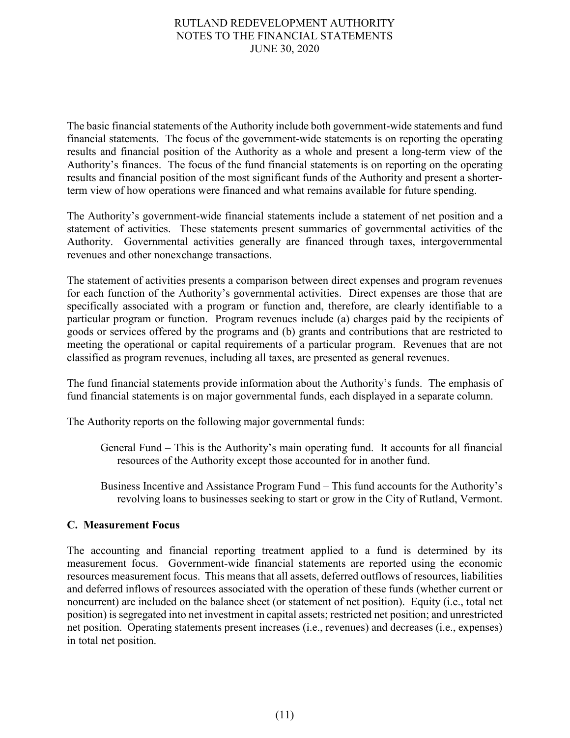The basic financial statements of the Authority include both government-wide statements and fund financial statements. The focus of the government-wide statements is on reporting the operating results and financial position of the Authority as a whole and present a long-term view of the Authority's finances. The focus of the fund financial statements is on reporting on the operating results and financial position of the most significant funds of the Authority and present a shorter-term view of how operations were financed and what remains available for future spending.

The Authority's government-wide financial statements include a statement of net position and a statement of activities. These statements present summaries of governmental activities of the Authority. Governmental activities generally are financed through taxes, intergovernmental revenues and other nonexchange transactions.

The statement of activities presents a comparison between direct expenses and program revenues for each function of the Authority's governmental activities. Direct expenses are those that are specifically associated with a program or function and, therefore, are clearly identifiable to a particular program or function. Program revenues include (a) charges paid by the recipients of goods or services offered by the programs and (b) grants and contributions that are restricted to meeting the operational or capital requirements of a particular program. Revenues that are not classified as program revenues, including all taxes, are presented as general revenues.

The fund financial statements provide information about the Authority's funds. The emphasis of fund financial statements is on major governmental funds, each displayed in a separate column.

The Authority reports on the following major governmental funds:

General Fund – This is the Authority's main operating fund. It accounts for all financial resources of the Authority except those accounted for in another fund.

Business Incentive and Assistance Program Fund – This fund accounts for the Authority's revolving loans to businesses seeking to start or grow in the City of Rutland, Vermont.

## C. Measurement Focus

The accounting and financial reporting treatment applied to a fund is determined by its measurement focus. Government-wide financial statements are reported using the economic resources measurement focus. This means that all assets, deferred outflows of resources, liabilities and deferred inflows of resources associated with the operation of these funds (whether current or noncurrent) are included on the balance sheet (or statement of net position). Equity (i.e., total net position) is segregated into net investment in capital assets; restricted net position; and unrestricted net position. Operating statements present increases (i.e., revenues) and decreases (i.e., expenses) in total net position.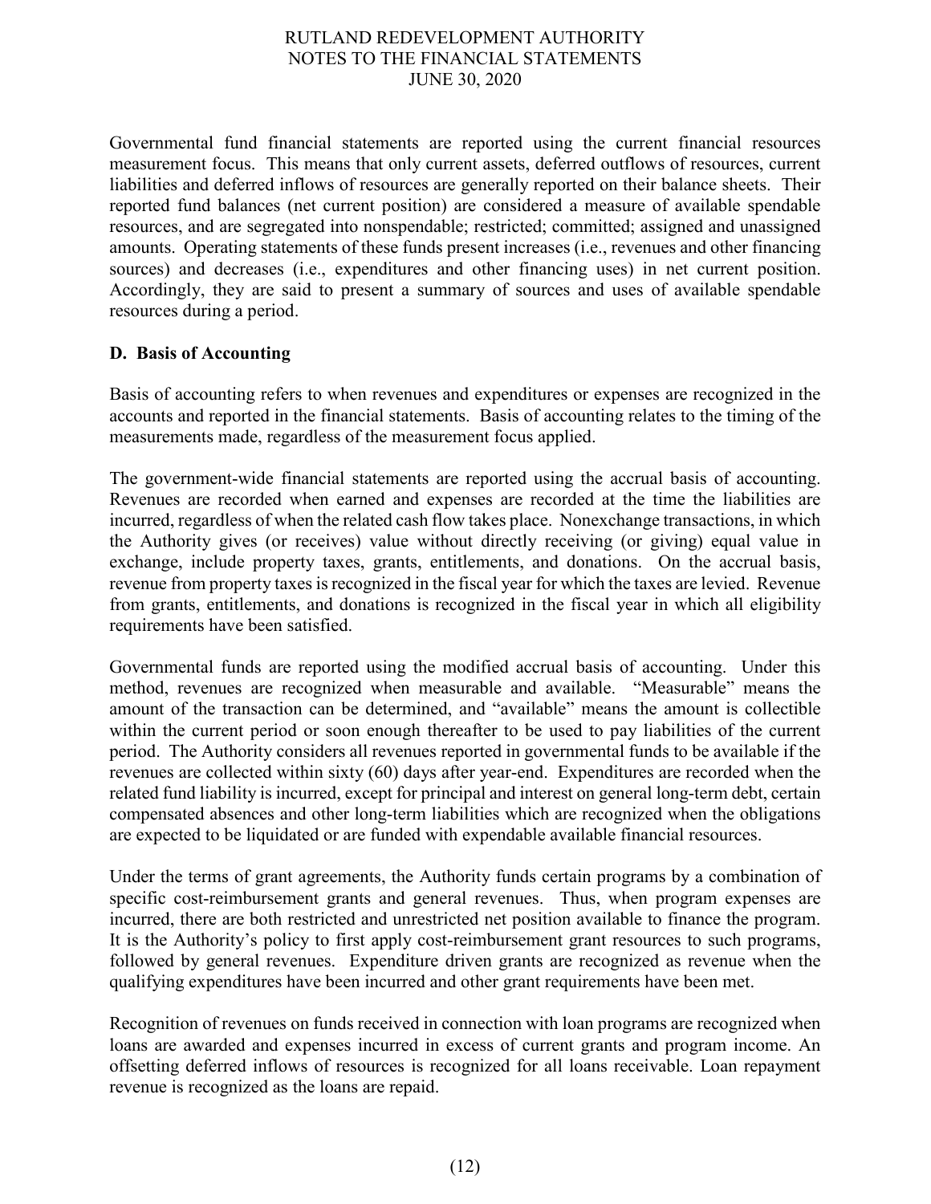Governmental fund financial statements are reported using the current financial resources measurement focus. This means that only current assets, deferred outflows of resources, current liabilities and deferred inflows of resources are generally reported on their balance sheets. Their reported fund balances (net current position) are considered a measure of available spendable resources, and are segregated into nonspendable; restricted; committed; assigned and unassigned amounts. Operating statements of these funds present increases (i.e., revenues and other financing sources) and decreases (i.e., expenditures and other financing uses) in net current position. Accordingly, they are said to present a summary of sources and uses of available spendable resources during a period.

### D. Basis of Accounting

Basis of accounting refers to when revenues and expenditures or expenses are recognized in the accounts and reported in the financial statements. Basis of accounting relates to the timing of the measurements made, regardless of the measurement focus applied.

The government-wide financial statements are reported using the accrual basis of accounting. Revenues are recorded when earned and expenses are recorded at the time the liabilities are incurred, regardless of when the related cash flow takes place. Nonexchange transactions, in which the Authority gives (or receives) value without directly receiving (or giving) equal value in exchange, include property taxes, grants, entitlements, and donations. On the accrual basis, revenue from property taxes is recognized in the fiscal year for which the taxes are levied. Revenue from grants, entitlements, and donations is recognized in the fiscal year in which all eligibility requirements have been satisfied.

Governmental funds are reported using the modified accrual basis of accounting. Under this method, revenues are recognized when measurable and available. "Measurable" means the amount of the transaction can be determined, and "available" means the amount is collectible within the current period or soon enough thereafter to be used to pay liabilities of the current period. The Authority considers all revenues reported in governmental funds to be available if the revenues are collected within sixty (60) days after year-end. Expenditures are recorded when the related fund liability is incurred, except for principal and interest on general long-term debt, certain compensated absences and other long-term liabilities which are recognized when the obligations are expected to be liquidated or are funded with expendable available financial resources.

Under the terms of grant agreements, the Authority funds certain programs by a combination of specific cost-reimbursement grants and general revenues. Thus, when program expenses are incurred, there are both restricted and unrestricted net position available to finance the program. It is the Authority's policy to first apply cost-reimbursement grant resources to such programs, followed by general revenues. Expenditure driven grants are recognized as revenue when the qualifying expenditures have been incurred and other grant requirements have been met.

Recognition of revenues on funds received in connection with loan programs are recognized when loans are awarded and expenses incurred in excess of current grants and program income. An offsetting deferred inflows of resources is recognized for all loans receivable. Loan repayment revenue is recognized as the loans are repaid.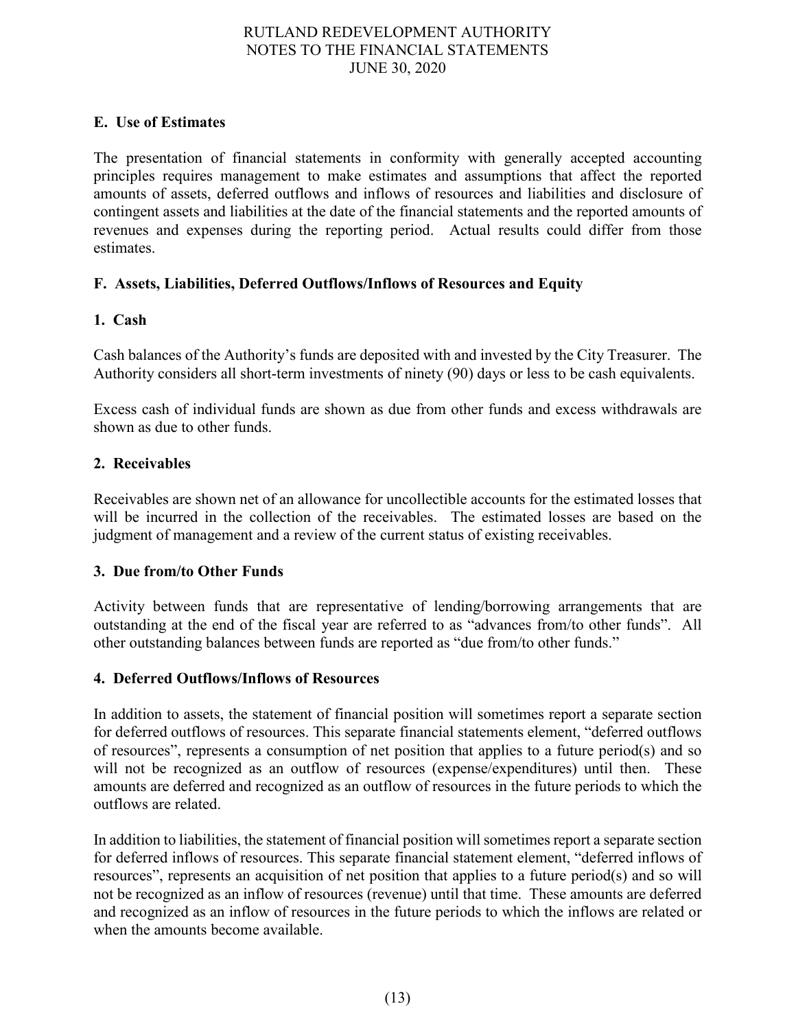## E. Use of Estimates

The presentation of financial statements in conformity with generally accepted accounting principles requires management to make estimates and assumptions that affect the reported amounts of assets, deferred outflows and inflows of resources and liabilities and disclosure of contingent assets and liabilities at the date of the financial statements and the reported amounts of revenues and expenses during the reporting period. Actual results could differ from those estimates.

## F. Assets, Liabilities, Deferred Outflows/Inflows of Resources and Equity

### 1. Cash

Cash balances of the Authority's funds are deposited with and invested by the City Treasurer. The Authority considers all short-term investments of ninety (90) days or less to be cash equivalents.

Excess cash of individual funds are shown as due from other funds and excess withdrawals are shown as due to other funds.

### 2. Receivables

Receivables are shown net of an allowance for uncollectible accounts for the estimated losses that will be incurred in the collection of the receivables. The estimated losses are based on the judgment of management and a review of the current status of existing receivables.

### 3. Due from/to Other Funds

Activity between funds that are representative of lending/borrowing arrangements that are outstanding at the end of the fiscal year are referred to as "advances from/to other funds". All other outstanding balances between funds are reported as "due from/to other funds."

### 4. Deferred Outflows/Inflows of Resources

In addition to assets, the statement of financial position will sometimes report a separate section for deferred outflows of resources. This separate financial statements element, "deferred outflows of resources", represents a consumption of net position that applies to a future period(s) and so will not be recognized as an outflow of resources (expense/expenditures) until then. These amounts are deferred and recognized as an outflow of resources in the future periods to which the outflows are related.

In addition to liabilities, the statement of financial position will sometimes report a separate section for deferred inflows of resources. This separate financial statement element, "deferred inflows of resources", represents an acquisition of net position that applies to a future period(s) and so will not be recognized as an inflow of resources (revenue) until that time. These amounts are deferred and recognized as an inflow of resources in the future periods to which the inflows are related or when the amounts become available.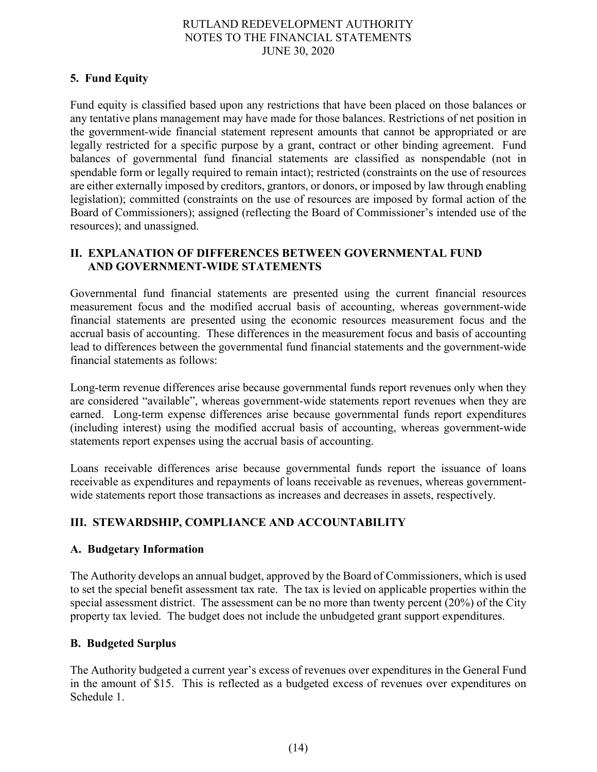## 5. Fund Equity

Fund equity is classified based upon any restrictions that have been placed on those balances or any tentative plans management may have made for those balances. Restrictions of net position in the government-wide financial statement represent amounts that cannot be appropriated or are legally restricted for a specific purpose by a grant, contract or other binding agreement. Fund balances of governmental fund financial statements are classified as nonspendable (not in spendable form or legally required to remain intact); restricted (constraints on the use of resources are either externally imposed by creditors, grantors, or donors, or imposed by law through enabling legislation); committed (constraints on the use of resources are imposed by formal action of the Board of Commissioners); assigned (reflecting the Board of Commissioner's intended use of the resources); and unassigned.

# II. EXPLANATION OF DIFFERENCES BETWEEN GOVERNMENTAL FUND AND GOVERNMENT-WIDE STATEMENTS

Governmental fund financial statements are presented using the current financial resources measurement focus and the modified accrual basis of accounting, whereas government-wide financial statements are presented using the economic resources measurement focus and the accrual basis of accounting. These differences in the measurement focus and basis of accounting lead to differences between the governmental fund financial statements and the government-wide financial statements as follows:

Long-term revenue differences arise because governmental funds report revenues only when they are considered "available", whereas government-wide statements report revenues when they are earned. Long-term expense differences arise because governmental funds report expenditures (including interest) using the modified accrual basis of accounting, whereas government-wide statements report expenses using the accrual basis of accounting.

Loans receivable differences arise because governmental funds report the issuance of loans receivable as expenditures and repayments of loans receivable as revenues, whereas government-wide statements report those transactions as increases and decreases in assets, respectively.

# III. STEWARDSHIP, COMPLIANCE AND ACCOUNTABILITY

## A. Budgetary Information

The Authority develops an annual budget, approved by the Board of Commissioners, which is used to set the special benefit assessment tax rate. The tax is levied on applicable properties within the special assessment district. The assessment can be no more than twenty percent (20%) of the City property tax levied. The budget does not include the unbudgeted grant support expenditures.

## B. Budgeted Surplus

The Authority budgeted a current year's excess of revenues over expenditures in the General Fund in the amount of $15. This is reflected as a budgeted excess of revenues over expenditures on Schedule 1.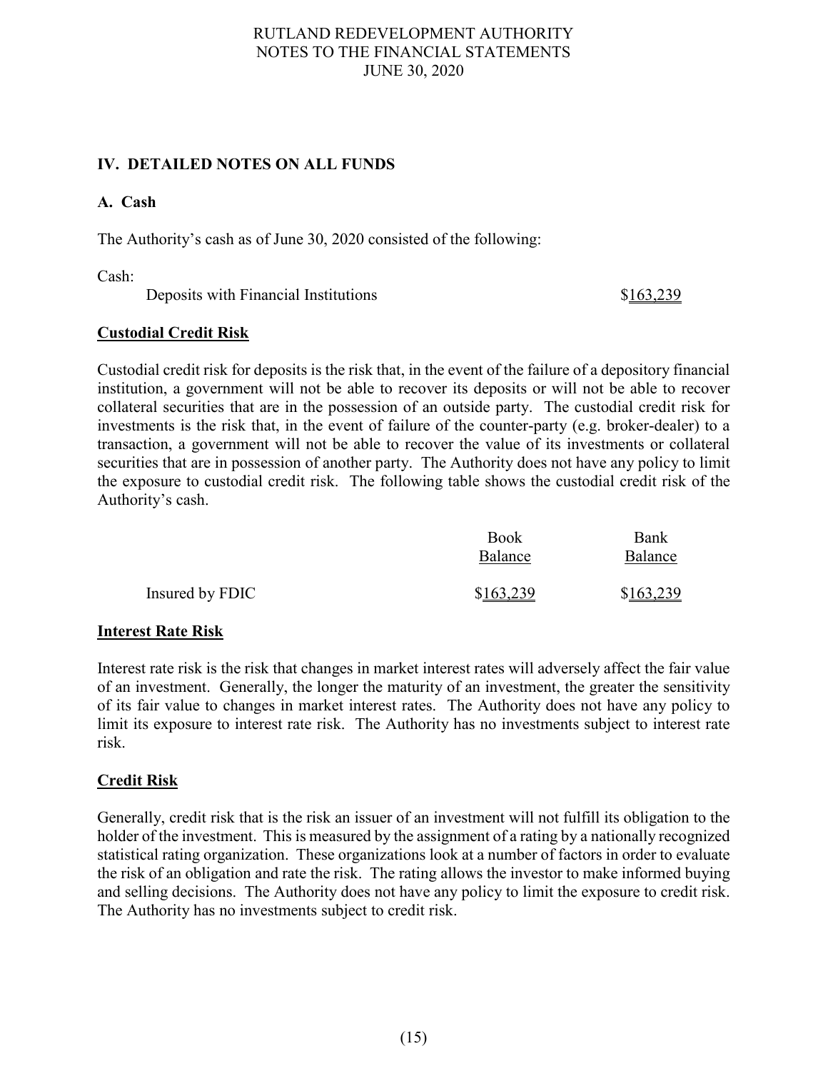## IV. DETAILED NOTES ON ALL FUNDS

### A. Cash

The Authority's cash as of June 30, 2020 consisted of the following:

| Cash: | |
|---|---|
| Deposits with Financial Institutions | $163,239 |

**Custodial Credit Risk**

Custodial credit risk for deposits is the risk that, in the event of the failure of a depository financial institution, a government will not be able to recover its deposits or will not be able to recover collateral securities that are in the possession of an outside party. The custodial credit risk for investments is the risk that, in the event of failure of the counter-party (e.g. broker-dealer) to a transaction, a government will not be able to recover the value of its investments or collateral securities that are in possession of another party. The Authority does not have any policy to limit the exposure to custodial credit risk. The following table shows the custodial credit risk of the Authority's cash.

| | Book Balance | Bank Balance |
|---|---|---|
| Insured by FDIC | $163,239 | $163,239 |

**Interest Rate Risk**

Interest rate risk is the risk that changes in market interest rates will adversely affect the fair value of an investment. Generally, the longer the maturity of an investment, the greater the sensitivity of its fair value to changes in market interest rates. The Authority does not have any policy to limit its exposure to interest rate risk. The Authority has no investments subject to interest rate risk.

**Credit Risk**

Generally, credit risk that is the risk an issuer of an investment will not fulfill its obligation to the holder of the investment. This is measured by the assignment of a rating by a nationally recognized statistical rating organization. These organizations look at a number of factors in order to evaluate the risk of an obligation and rate the risk. The rating allows the investor to make informed buying and selling decisions. The Authority does not have any policy to limit the exposure to credit risk. The Authority has no investments subject to credit risk.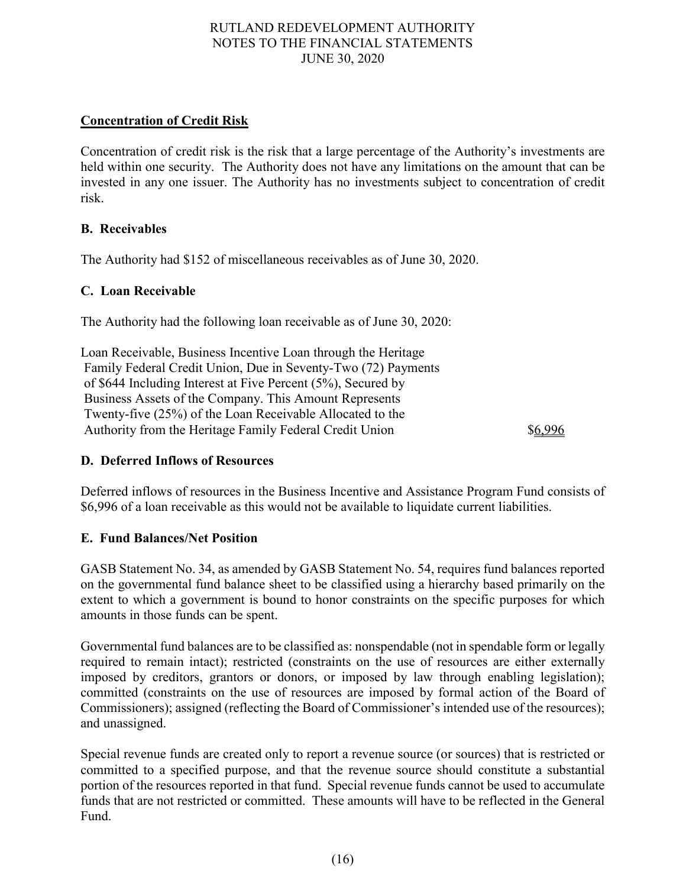**Concentration of Credit Risk**

Concentration of credit risk is the risk that a large percentage of the Authority's investments are held within one security. The Authority does not have any limitations on the amount that can be invested in any one issuer. The Authority has no investments subject to concentration of credit risk.

**B. Receivables**

The Authority had $152 of miscellaneous receivables as of June 30, 2020.

**C. Loan Receivable**

The Authority had the following loan receivable as of June 30, 2020:

| | |
|---|---|
| Loan Receivable, Business Incentive Loan through the Heritage Family Federal Credit Union, Due in Seventy-Two (72) Payments of $644 Including Interest at Five Percent (5%), Secured by Business Assets of the Company. This Amount Represents Twenty-five (25%) of the Loan Receivable Allocated to the Authority from the Heritage Family Federal Credit Union | $6,996 |

**D. Deferred Inflows of Resources**

Deferred inflows of resources in the Business Incentive and Assistance Program Fund consists of $6,996 of a loan receivable as this would not be available to liquidate current liabilities.

**E. Fund Balances/Net Position**

GASB Statement No. 34, as amended by GASB Statement No. 54, requires fund balances reported on the governmental fund balance sheet to be classified using a hierarchy based primarily on the extent to which a government is bound to honor constraints on the specific purposes for which amounts in those funds can be spent.

Governmental fund balances are to be classified as: nonspendable (not in spendable form or legally required to remain intact); restricted (constraints on the use of resources are either externally imposed by creditors, grantors or donors, or imposed by law through enabling legislation); committed (constraints on the use of resources are imposed by formal action of the Board of Commissioners); assigned (reflecting the Board of Commissioner's intended use of the resources); and unassigned.

Special revenue funds are created only to report a revenue source (or sources) that is restricted or committed to a specified purpose, and that the revenue source should constitute a substantial portion of the resources reported in that fund. Special revenue funds cannot be used to accumulate funds that are not restricted or committed. These amounts will have to be reflected in the General Fund.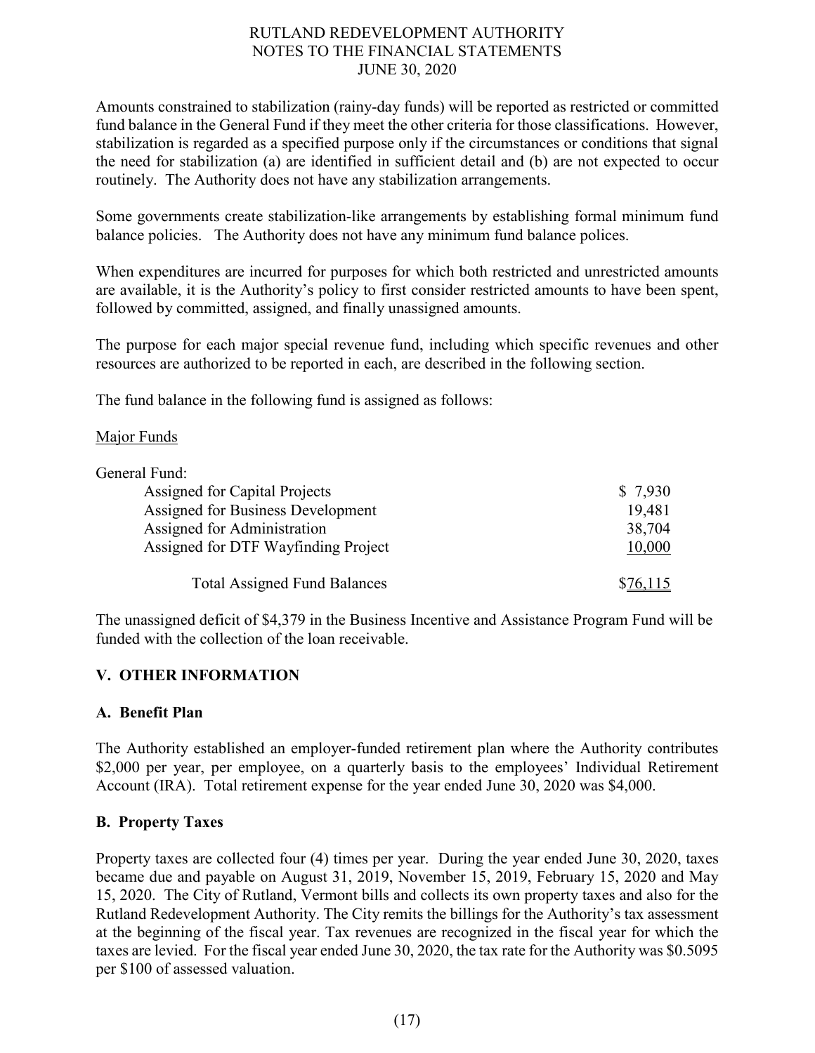Amounts constrained to stabilization (rainy-day funds) will be reported as restricted or committed fund balance in the General Fund if they meet the other criteria for those classifications. However, stabilization is regarded as a specified purpose only if the circumstances or conditions that signal the need for stabilization (a) are identified in sufficient detail and (b) are not expected to occur routinely. The Authority does not have any stabilization arrangements.

Some governments create stabilization-like arrangements by establishing formal minimum fund balance policies. The Authority does not have any minimum fund balance polices.

When expenditures are incurred for purposes for which both restricted and unrestricted amounts are available, it is the Authority's policy to first consider restricted amounts to have been spent, followed by committed, assigned, and finally unassigned amounts.

The purpose for each major special revenue fund, including which specific revenues and other resources are authorized to be reported in each, are described in the following section.

The fund balance in the following fund is assigned as follows:

Major Funds

| General Fund: | |
|---|---|
| Assigned for Capital Projects | $ 7,930 |
| Assigned for Business Development | 19,481 |
| Assigned for Administration | 38,704 |
| Assigned for DTF Wayfinding Project | 10,000 |
| Total Assigned Fund Balances | $76,115 |

The unassigned deficit of $4,379 in the Business Incentive and Assistance Program Fund will be funded with the collection of the loan receivable.

## V. OTHER INFORMATION

### A. Benefit Plan

The Authority established an employer-funded retirement plan where the Authority contributes $2,000 per year, per employee, on a quarterly basis to the employees' Individual Retirement Account (IRA). Total retirement expense for the year ended June 30, 2020 was $4,000.

### B. Property Taxes

Property taxes are collected four (4) times per year. During the year ended June 30, 2020, taxes became due and payable on August 31, 2019, November 15, 2019, February 15, 2020 and May 15, 2020. The City of Rutland, Vermont bills and collects its own property taxes and also for the Rutland Redevelopment Authority. The City remits the billings for the Authority's tax assessment at the beginning of the fiscal year. Tax revenues are recognized in the fiscal year for which the taxes are levied. For the fiscal year ended June 30, 2020, the tax rate for the Authority was $0.5095 per $100 of assessed valuation.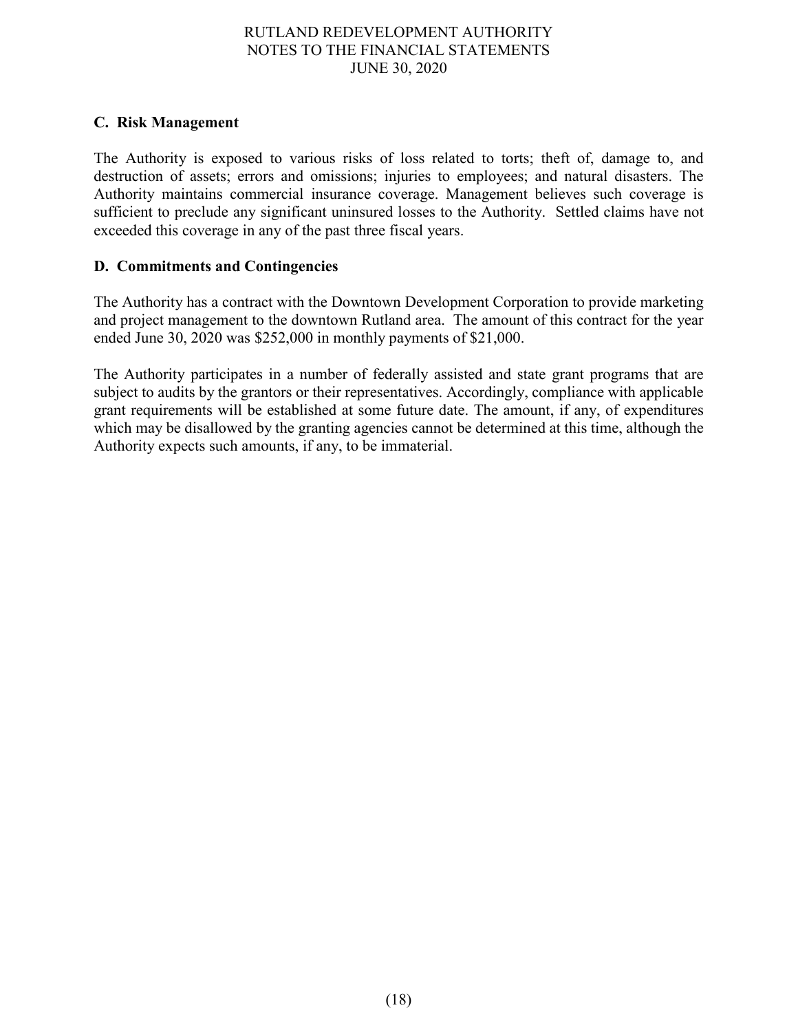### C. Risk Management

The Authority is exposed to various risks of loss related to torts; theft of, damage to, and destruction of assets; errors and omissions; injuries to employees; and natural disasters. The Authority maintains commercial insurance coverage. Management believes such coverage is sufficient to preclude any significant uninsured losses to the Authority. Settled claims have not exceeded this coverage in any of the past three fiscal years.

### D. Commitments and Contingencies

The Authority has a contract with the Downtown Development Corporation to provide marketing and project management to the downtown Rutland area. The amount of this contract for the year ended June 30, 2020 was $252,000 in monthly payments of $21,000.

The Authority participates in a number of federally assisted and state grant programs that are subject to audits by the grantors or their representatives. Accordingly, compliance with applicable grant requirements will be established at some future date. The amount, if any, of expenditures which may be disallowed by the granting agencies cannot be determined at this time, although the Authority expects such amounts, if any, to be immaterial.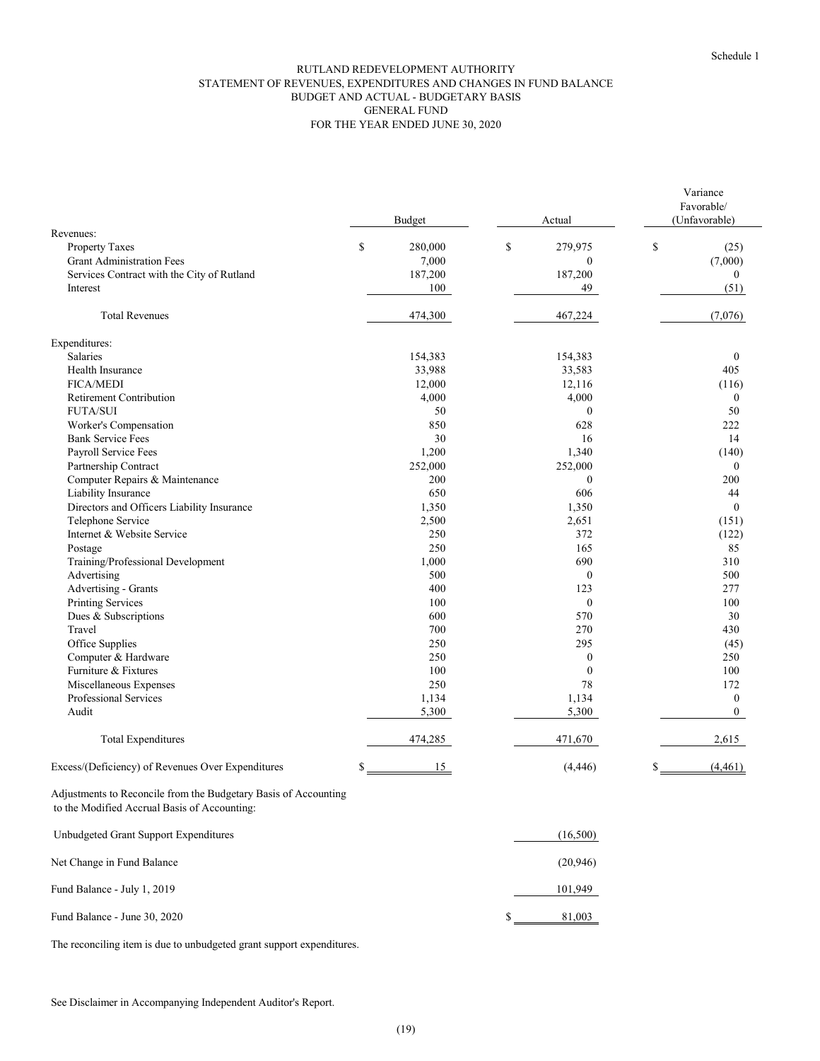Schedule 1

# RUTLAND REDEVELOPMENT AUTHORITY
## STATEMENT OF REVENUES, EXPENDITURES AND CHANGES IN FUND BALANCE
## BUDGET AND ACTUAL - BUDGETARY BASIS
## GENERAL FUND
## FOR THE YEAR ENDED JUNE 30, 2020

| | Budget | Actual | Variance Favorable/ (Unfavorable) |
|---|---|---|---|
| Revenues: | | | |
| Property Taxes | $ 280,000 | $ 279,975 | $ (25) |
| Grant Administration Fees | 7,000 | 0 | (7,000) |
| Services Contract with the City of Rutland | 187,200 | 187,200 | 0 |
| Interest | 100 | 49 | (51) |
| Total Revenues | 474,300 | 467,224 | (7,076) |
| Expenditures: | | | |
| Salaries | 154,383 | 154,383 | 0 |
| Health Insurance | 33,988 | 33,583 | 405 |
| FICA/MEDI | 12,000 | 12,116 | (116) |
| Retirement Contribution | 4,000 | 4,000 | 0 |
| FUTA/SUI | 50 | 0 | 50 |
| Worker's Compensation | 850 | 628 | 222 |
| Bank Service Fees | 30 | 16 | 14 |
| Payroll Service Fees | 1,200 | 1,340 | (140) |
| Partnership Contract | 252,000 | 252,000 | 0 |
| Computer Repairs & Maintenance | 200 | 0 | 200 |
| Liability Insurance | 650 | 606 | 44 |
| Directors and Officers Liability Insurance | 1,350 | 1,350 | 0 |
| Telephone Service | 2,500 | 2,651 | (151) |
| Internet & Website Service | 250 | 372 | (122) |
| Postage | 250 | 165 | 85 |
| Training/Professional Development | 1,000 | 690 | 310 |
| Advertising | 500 | 0 | 500 |
| Advertising - Grants | 400 | 123 | 277 |
| Printing Services | 100 | 0 | 100 |
| Dues & Subscriptions | 600 | 570 | 30 |
| Travel | 700 | 270 | 430 |
| Office Supplies | 250 | 295 | (45) |
| Computer & Hardware | 250 | 0 | 250 |
| Furniture & Fixtures | 100 | 0 | 100 |
| Miscellaneous Expenses | 250 | 78 | 172 |
| Professional Services | 1,134 | 1,134 | 0 |
| Audit | 5,300 | 5,300 | 0 |
| Total Expenditures | 474,285 | 471,670 | 2,615 |
| Excess/(Deficiency) of Revenues Over Expenditures | $ 15 | (4,446) | $ (4,461) |
| Adjustments to Reconcile from the Budgetary Basis of Accounting to the Modified Accrual Basis of Accounting: | | | |
| Unbudgeted Grant Support Expenditures | | (16,500) | |
| Net Change in Fund Balance | | (20,946) | |
| Fund Balance - July 1, 2019 | | 101,949 | |
| Fund Balance - June 30, 2020 | | $ 81,003 | |

The reconciling item is due to unbudgeted grant support expenditures.

See Disclaimer in Accompanying Independent Auditor's Report.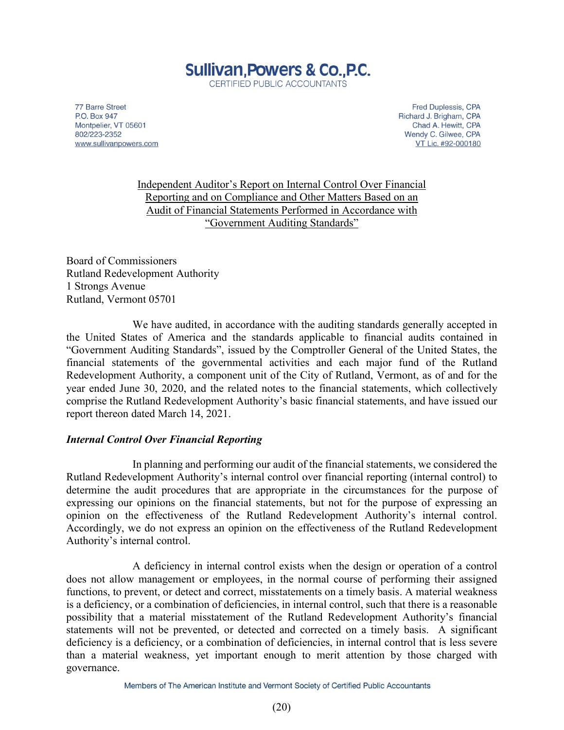# Sullivan, Powers & Co., P.C.

CERTIFIED PUBLIC ACCOUNTANTS

77 Barre Street
P.O. Box 947
Montpelier, VT 05601
802/223-2352
www.sullivanpowers.com

Fred Duplessis, CPA
Richard J. Brigham, CPA
Chad A. Hewitt, CPA
Wendy C. Gilwee, CPA
VT Lic. #92-000180

## Independent Auditor's Report on Internal Control Over Financial Reporting and on Compliance and Other Matters Based on an Audit of Financial Statements Performed in Accordance with "Government Auditing Standards"

Board of Commissioners
Rutland Redevelopment Authority
1 Strongs Avenue
Rutland, Vermont 05701

We have audited, in accordance with the auditing standards generally accepted in the United States of America and the standards applicable to financial audits contained in "Government Auditing Standards", issued by the Comptroller General of the United States, the financial statements of the governmental activities and each major fund of the Rutland Redevelopment Authority, a component unit of the City of Rutland, Vermont, as of and for the year ended June 30, 2020, and the related notes to the financial statements, which collectively comprise the Rutland Redevelopment Authority's basic financial statements, and have issued our report thereon dated March 14, 2021.

***Internal Control Over Financial Reporting***

In planning and performing our audit of the financial statements, we considered the Rutland Redevelopment Authority's internal control over financial reporting (internal control) to determine the audit procedures that are appropriate in the circumstances for the purpose of expressing our opinions on the financial statements, but not for the purpose of expressing an opinion on the effectiveness of the Rutland Redevelopment Authority's internal control. Accordingly, we do not express an opinion on the effectiveness of the Rutland Redevelopment Authority's internal control.

A deficiency in internal control exists when the design or operation of a control does not allow management or employees, in the normal course of performing their assigned functions, to prevent, or detect and correct, misstatements on a timely basis. A material weakness is a deficiency, or a combination of deficiencies, in internal control, such that there is a reasonable possibility that a material misstatement of the Rutland Redevelopment Authority's financial statements will not be prevented, or detected and corrected on a timely basis. A significant deficiency is a deficiency, or a combination of deficiencies, in internal control that is less severe than a material weakness, yet important enough to merit attention by those charged with governance.

Members of The American Institute and Vermont Society of Certified Public Accountants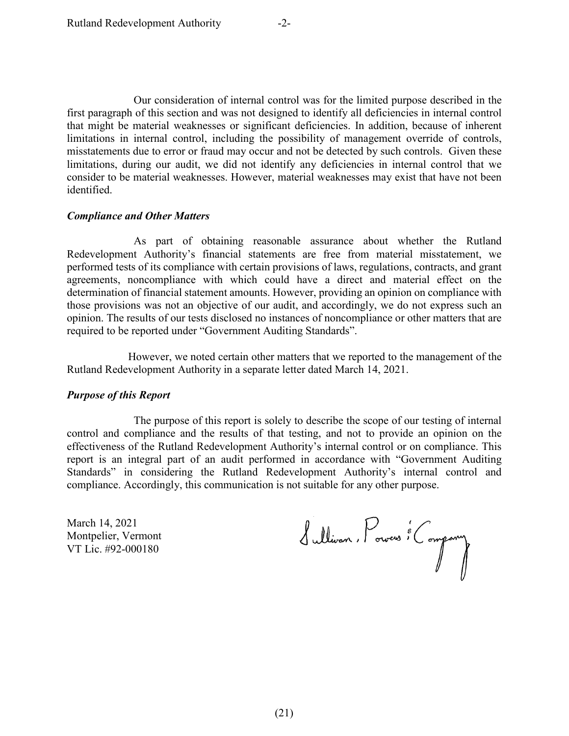Our consideration of internal control was for the limited purpose described in the first paragraph of this section and was not designed to identify all deficiencies in internal control that might be material weaknesses or significant deficiencies. In addition, because of inherent limitations in internal control, including the possibility of management override of controls, misstatements due to error or fraud may occur and not be detected by such controls. Given these limitations, during our audit, we did not identify any deficiencies in internal control that we consider to be material weaknesses. However, material weaknesses may exist that have not been identified.

### *Compliance and Other Matters*

As part of obtaining reasonable assurance about whether the Rutland Redevelopment Authority's financial statements are free from material misstatement, we performed tests of its compliance with certain provisions of laws, regulations, contracts, and grant agreements, noncompliance with which could have a direct and material effect on the determination of financial statement amounts. However, providing an opinion on compliance with those provisions was not an objective of our audit, and accordingly, we do not express such an opinion. The results of our tests disclosed no instances of noncompliance or other matters that are required to be reported under "Government Auditing Standards".

However, we noted certain other matters that we reported to the management of the Rutland Redevelopment Authority in a separate letter dated March 14, 2021.

### *Purpose of this Report*

The purpose of this report is solely to describe the scope of our testing of internal control and compliance and the results of that testing, and not to provide an opinion on the effectiveness of the Rutland Redevelopment Authority's internal control or on compliance. This report is an integral part of an audit performed in accordance with "Government Auditing Standards" in considering the Rutland Redevelopment Authority's internal control and compliance. Accordingly, this communication is not suitable for any other purpose.

March 14, 2021
Montpelier, Vermont
VT Lic. #92-000180

Sullivan, Powers & Company